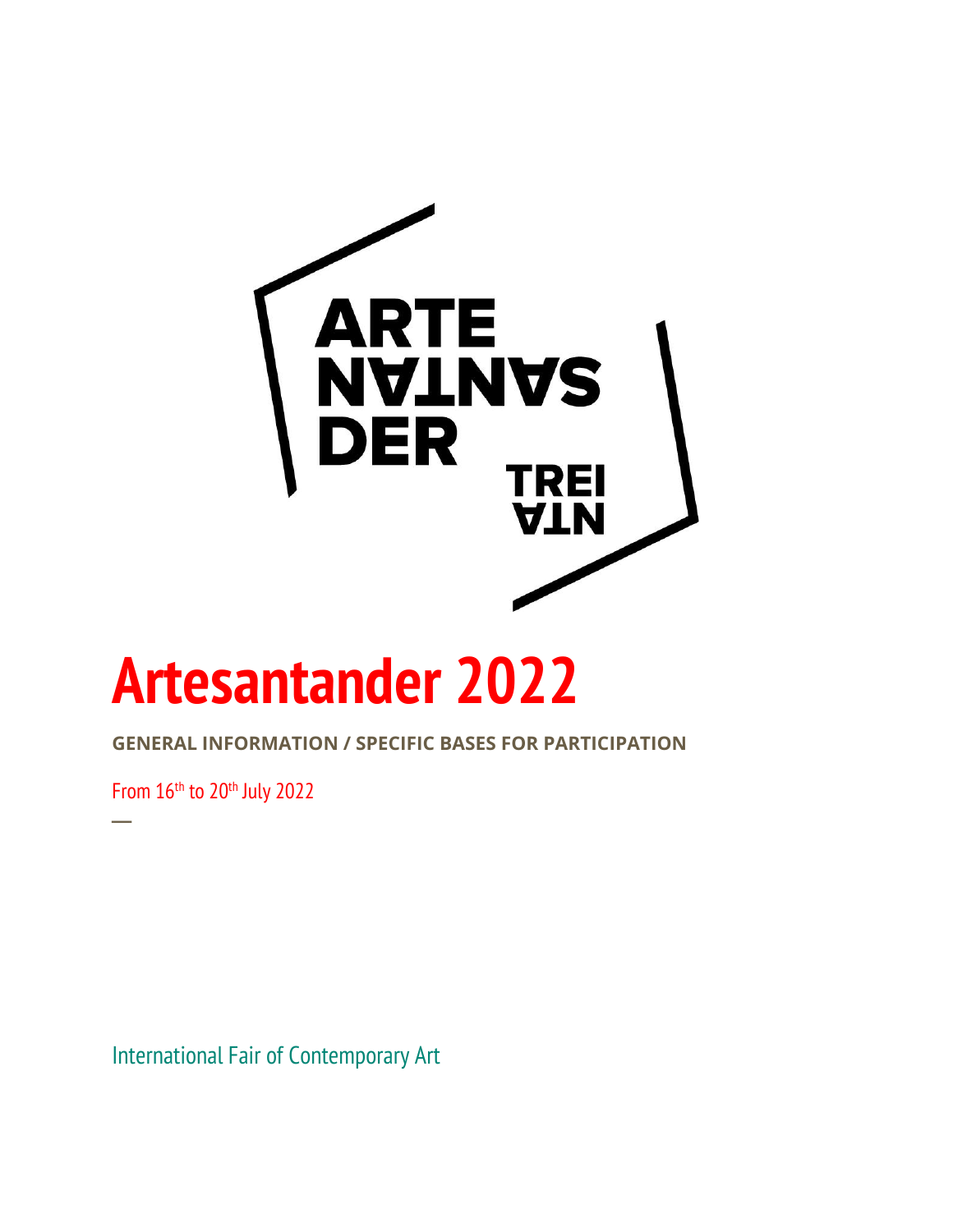# Artesantander 2022

**GENERAL INFORMATION / SPECIFIC BASES FOR PARTICIPATION**

From 16th to 20th July 2022

—

International Fair of Contemporary Art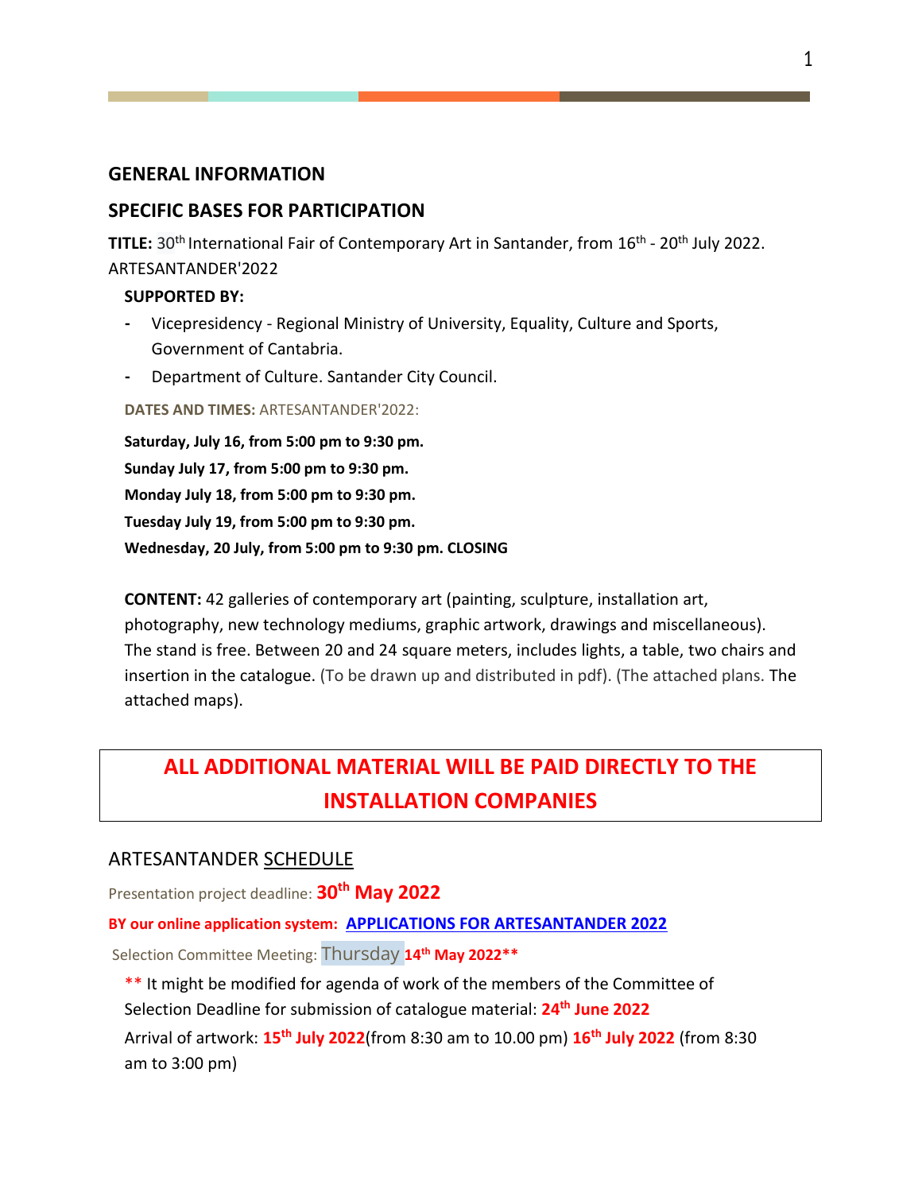## GENERAL INFORMATION

## SPECIFIC BASES FOR PARTICIPATION

**TITLE:** 30th International Fair of Contemporary Art in Santander, from 16th - 20th July 2022. ARTESANTANDER'2022

**SUPPORTED BY:**

- Vicepresidency - Regional Ministry of University, Equality, Culture and Sports, Government of Cantabria.
- Department of Culture. Santander City Council.

**DATES AND TIMES:** ARTESANTANDER'2022:

**Saturday, July 16, from 5:00 pm to 9:30 pm.**

**Sunday July 17, from 5:00 pm to 9:30 pm.**

**Monday July 18, from 5:00 pm to 9:30 pm.**

**Tuesday July 19, from 5:00 pm to 9:30 pm.**

**Wednesday, 20 July, from 5:00 pm to 9:30 pm. CLOSING**

**CONTENT:** 42 galleries of contemporary art (painting, sculpture, installation art, photography, new technology mediums, graphic artwork, drawings and miscellaneous). The stand is free. Between 20 and 24 square meters, includes lights, a table, two chairs and insertion in the catalogue. (To be drawn up and distributed in pdf). (The attached plans. The attached maps).

**ALL ADDITIONAL MATERIAL WILL BE PAID DIRECTLY TO THE INSTALLATION COMPANIES**

ARTESANTANDER SCHEDULE

Presentation project deadline: **30th May 2022**

**BY our online application system: APPLICATIONS FOR ARTESANTANDER 2022**

Selection Committee Meeting: Thursday **14th May 2022\*\***

\*\* It might be modified for agenda of work of the members of the Committee of Selection Deadline for submission of catalogue material: **24th June 2022**

Arrival of artwork: **15th July 2022**(from 8:30 am to 10.00 pm) **16th July 2022** (from 8:30 am to 3:00 pm)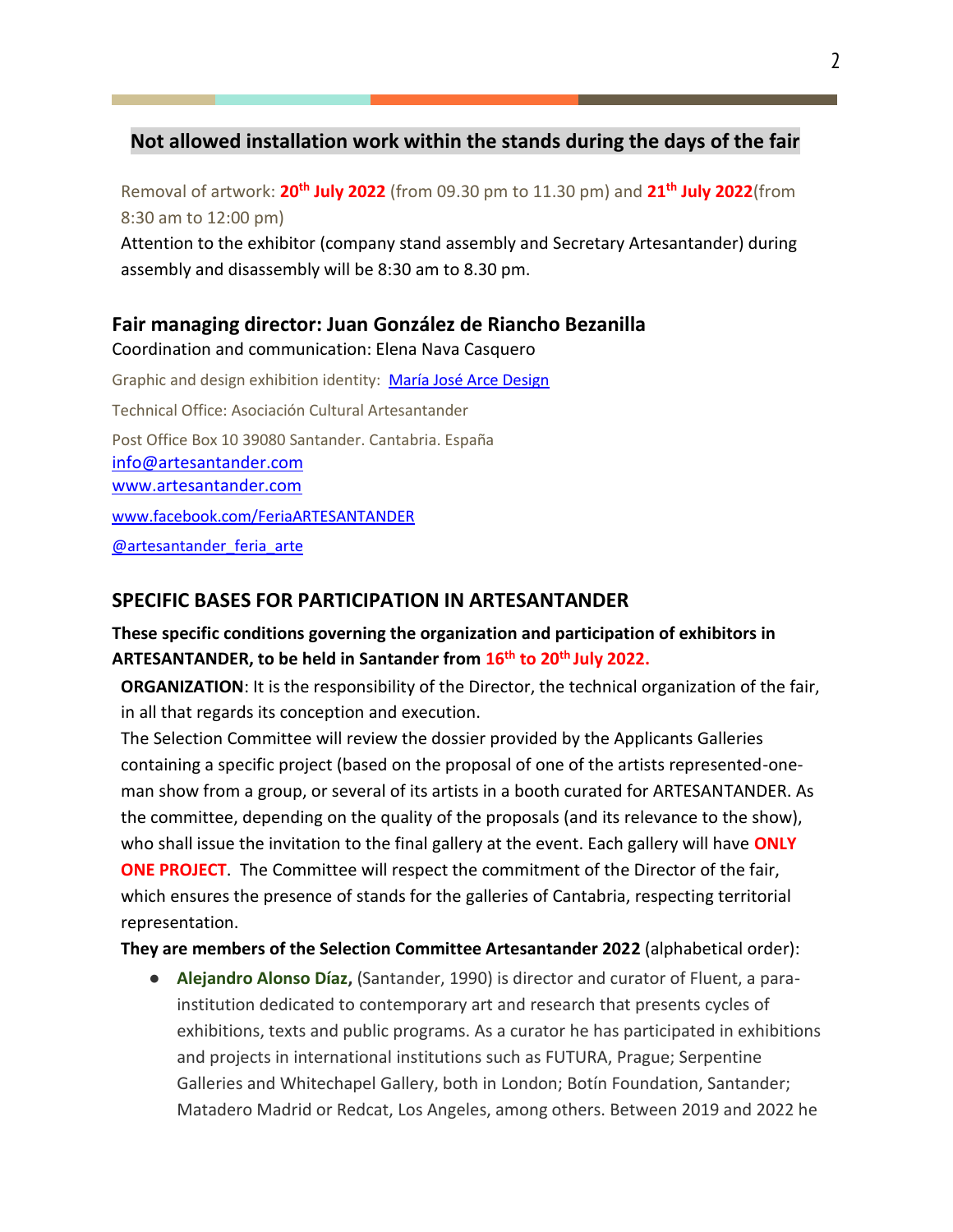## Not allowed installation work within the stands during the days of the fair

Removal of artwork: **20th July 2022** (from 09.30 pm to 11.30 pm) and **21th July 2022**(from 8:30 am to 12:00 pm)

Attention to the exhibitor (company stand assembly and Secretary Artesantander) during assembly and disassembly will be 8:30 am to 8.30 pm.

### Fair managing director: Juan González de Riancho Bezanilla

Coordination and communication: Elena Nava Casquero

Graphic and design exhibition identity: [María José Arce Design]

Technical Office: Asociación Cultural Artesantander

Post Office Box 10 39080 Santander. Cantabria. España

info@artesantander.com

www.artesantander.com

www.facebook.com/FeriaARTESANTANDER

@artesantander_feria_arte

## SPECIFIC BASES FOR PARTICIPATION IN ARTESANTANDER

**These specific conditions governing the organization and participation of exhibitors in ARTESANTANDER, to be held in Santander from 16th to 20th July 2022.**

**ORGANIZATION**: It is the responsibility of the Director, the technical organization of the fair, in all that regards its conception and execution.

The Selection Committee will review the dossier provided by the Applicants Galleries containing a specific project (based on the proposal of one of the artists represented-one-man show from a group, or several of its artists in a booth curated for ARTESANTANDER. As the committee, depending on the quality of the proposals (and its relevance to the show), who shall issue the invitation to the final gallery at the event. Each gallery will have **ONLY ONE PROJECT**. The Committee will respect the commitment of the Director of the fair, which ensures the presence of stands for the galleries of Cantabria, respecting territorial representation.

**They are members of the Selection Committee Artesantander 2022** (alphabetical order):

- **Alejandro Alonso Díaz,** (Santander, 1990) is director and curator of Fluent, a para-institution dedicated to contemporary art and research that presents cycles of exhibitions, texts and public programs. As a curator he has participated in exhibitions and projects in international institutions such as FUTURA, Prague; Serpentine Galleries and Whitechapel Gallery, both in London; Botín Foundation, Santander; Matadero Madrid or Redcat, Los Angeles, among others. Between 2019 and 2022 he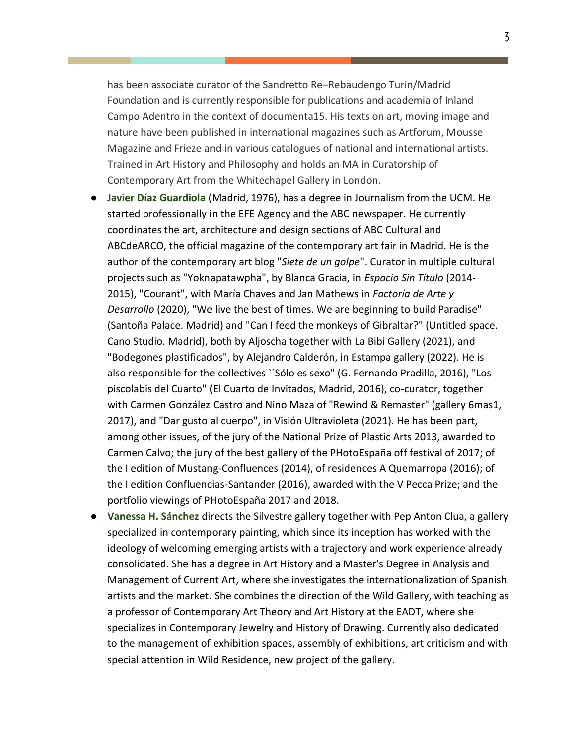has been associate curator of the Sandretto Re–Rebaudengo Turin/Madrid Foundation and is currently responsible for publications and academia of Inland Campo Adentro in the context of documenta15. His texts on art, moving image and nature have been published in international magazines such as Artforum, Mousse Magazine and Frieze and in various catalogues of national and international artists. Trained in Art History and Philosophy and holds an MA in Curatorship of Contemporary Art from the Whitechapel Gallery in London.

- **Javier Díaz Guardiola** (Madrid, 1976), has a degree in Journalism from the UCM. He started professionally in the EFE Agency and the ABC newspaper. He currently coordinates the art, architecture and design sections of ABC Cultural and ABCdeARCO, the official magazine of the contemporary art fair in Madrid. He is the author of the contemporary art blog "*Siete de un golpe*". Curator in multiple cultural projects such as "Yoknapatawpha", by Blanca Gracia, in *Espacio Sin Título* (2014-2015), "Courant", with María Chaves and Jan Mathews in *Factoría de Arte y Desarrollo* (2020), "We live the best of times. We are beginning to build Paradise" (Santoña Palace. Madrid) and "Can I feed the monkeys of Gibraltar?" (Untitled space. Cano Studio. Madrid), both by Aljoscha together with La Bibi Gallery (2021), and "Bodegones plastificados", by Alejandro Calderón, in Estampa gallery (2022). He is also responsible for the collectives ``Sólo es sexo" (G. Fernando Pradilla, 2016), "Los piscolabis del Cuarto" (El Cuarto de Invitados, Madrid, 2016), co-curator, together with Carmen González Castro and Nino Maza of "Rewind & Remaster" (gallery 6mas1, 2017), and "Dar gusto al cuerpo", in Visión Ultravioleta (2021). He has been part, among other issues, of the jury of the National Prize of Plastic Arts 2013, awarded to Carmen Calvo; the jury of the best gallery of the PHotoEspaña off festival of 2017; of the I edition of Mustang-Confluences (2014), of residences A Quemarropa (2016); of the I edition Confluencias-Santander (2016), awarded with the V Pecca Prize; and the portfolio viewings of PHotoEspaña 2017 and 2018.
- **Vanessa H. Sánchez** directs the Silvestre gallery together with Pep Anton Clua, a gallery specialized in contemporary painting, which since its inception has worked with the ideology of welcoming emerging artists with a trajectory and work experience already consolidated. She has a degree in Art History and a Master's Degree in Analysis and Management of Current Art, where she investigates the internationalization of Spanish artists and the market. She combines the direction of the Wild Gallery, with teaching as a professor of Contemporary Art Theory and Art History at the EADT, where she specializes in Contemporary Jewelry and History of Drawing. Currently also dedicated to the management of exhibition spaces, assembly of exhibitions, art criticism and with special attention in Wild Residence, new project of the gallery.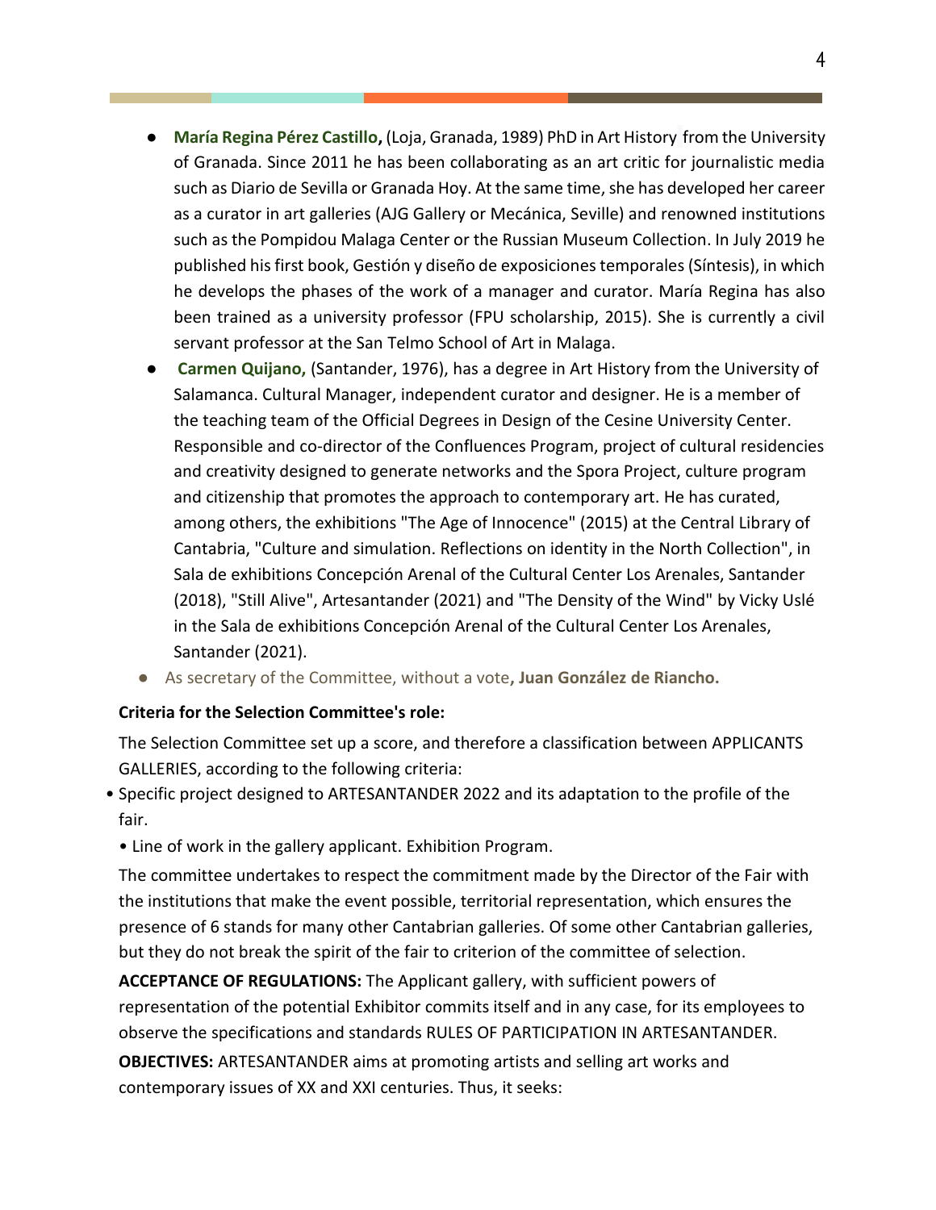- **María Regina Pérez Castillo,** (Loja, Granada, 1989) PhD in Art History from the University of Granada. Since 2011 he has been collaborating as an art critic for journalistic media such as Diario de Sevilla or Granada Hoy. At the same time, she has developed her career as a curator in art galleries (AJG Gallery or Mecánica, Seville) and renowned institutions such as the Pompidou Malaga Center or the Russian Museum Collection. In July 2019 he published his first book, Gestión y diseño de exposiciones temporales (Síntesis), in which he develops the phases of the work of a manager and curator. María Regina has also been trained as a university professor (FPU scholarship, 2015). She is currently a civil servant professor at the San Telmo School of Art in Malaga.
- **Carmen Quijano,** (Santander, 1976), has a degree in Art History from the University of Salamanca. Cultural Manager, independent curator and designer. He is a member of the teaching team of the Official Degrees in Design of the Cesine University Center. Responsible and co-director of the Confluences Program, project of cultural residencies and creativity designed to generate networks and the Spora Project, culture program and citizenship that promotes the approach to contemporary art. He has curated, among others, the exhibitions "The Age of Innocence" (2015) at the Central Library of Cantabria, "Culture and simulation. Reflections on identity in the North Collection", in Sala de exhibitions Concepción Arenal of the Cultural Center Los Arenales, Santander (2018), "Still Alive", Artesantander (2021) and "The Density of the Wind" by Vicky Uslé in the Sala de exhibitions Concepción Arenal of the Cultural Center Los Arenales, Santander (2021).
- As secretary of the Committee, without a vote**, Juan González de Riancho.**

**Criteria for the Selection Committee's role:**

The Selection Committee set up a score, and therefore a classification between APPLICANTS GALLERIES, according to the following criteria:

- Specific project designed to ARTESANTANDER 2022 and its adaptation to the profile of the fair.
- Line of work in the gallery applicant. Exhibition Program.

The committee undertakes to respect the commitment made by the Director of the Fair with the institutions that make the event possible, territorial representation, which ensures the presence of 6 stands for many other Cantabrian galleries. Of some other Cantabrian galleries, but they do not break the spirit of the fair to criterion of the committee of selection.

**ACCEPTANCE OF REGULATIONS:** The Applicant gallery, with sufficient powers of representation of the potential Exhibitor commits itself and in any case, for its employees to observe the specifications and standards RULES OF PARTICIPATION IN ARTESANTANDER.

**OBJECTIVES:** ARTESANTANDER aims at promoting artists and selling art works and contemporary issues of XX and XXI centuries. Thus, it seeks: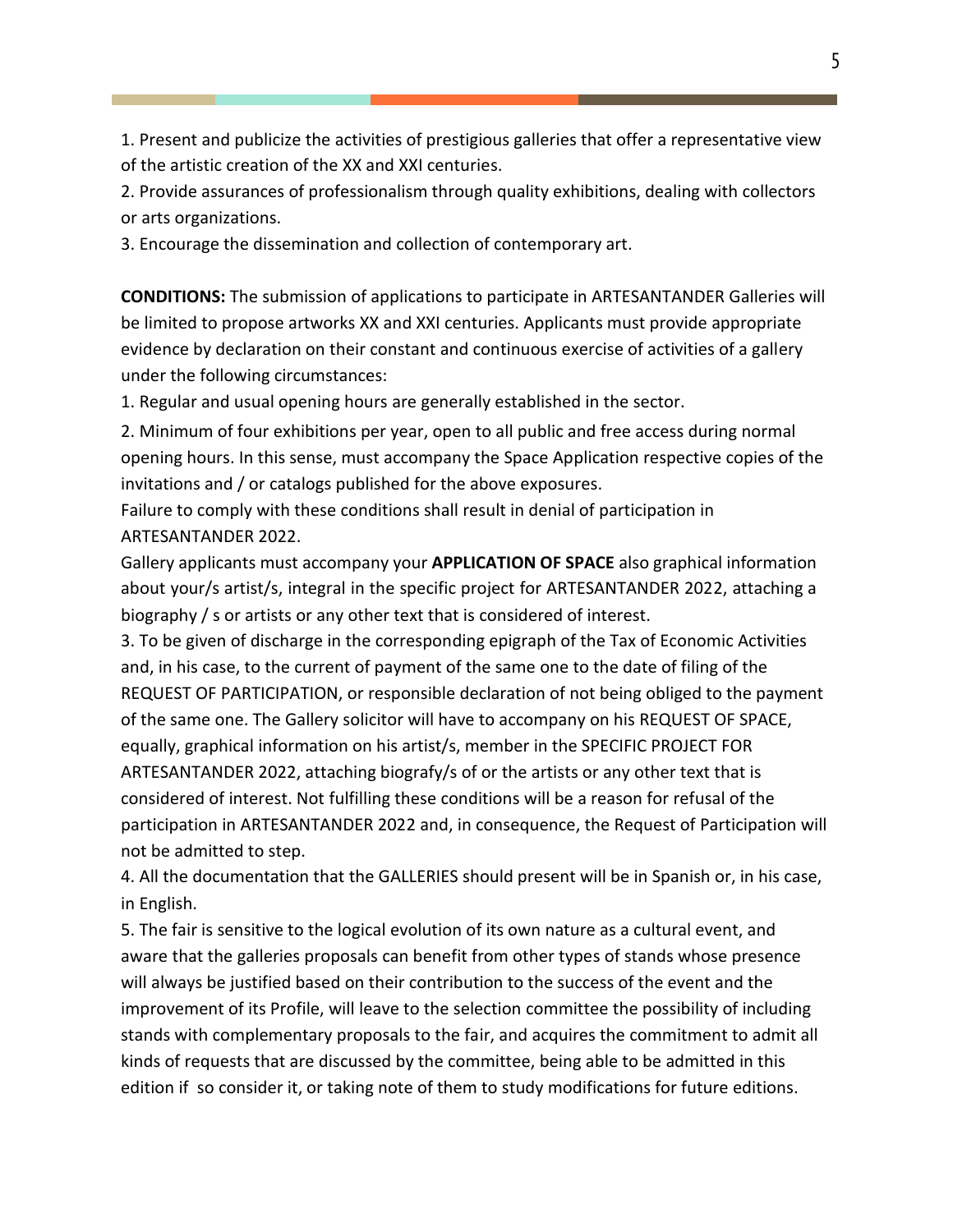1. Present and publicize the activities of prestigious galleries that offer a representative view of the artistic creation of the XX and XXI centuries.

2. Provide assurances of professionalism through quality exhibitions, dealing with collectors or arts organizations.

3. Encourage the dissemination and collection of contemporary art.

**CONDITIONS:** The submission of applications to participate in ARTESANTANDER Galleries will be limited to propose artworks XX and XXI centuries. Applicants must provide appropriate evidence by declaration on their constant and continuous exercise of activities of a gallery under the following circumstances:

1. Regular and usual opening hours are generally established in the sector.

2. Minimum of four exhibitions per year, open to all public and free access during normal opening hours. In this sense, must accompany the Space Application respective copies of the invitations and / or catalogs published for the above exposures.

Failure to comply with these conditions shall result in denial of participation in ARTESANTANDER 2022.

Gallery applicants must accompany your **APPLICATION OF SPACE** also graphical information about your/s artist/s, integral in the specific project for ARTESANTANDER 2022, attaching a biography / s or artists or any other text that is considered of interest.

3. To be given of discharge in the corresponding epigraph of the Tax of Economic Activities and, in his case, to the current of payment of the same one to the date of filing of the REQUEST OF PARTICIPATION, or responsible declaration of not being obliged to the payment of the same one. The Gallery solicitor will have to accompany on his REQUEST OF SPACE, equally, graphical information on his artist/s, member in the SPECIFIC PROJECT FOR ARTESANTANDER 2022, attaching biografy/s of or the artists or any other text that is considered of interest. Not fulfilling these conditions will be a reason for refusal of the participation in ARTESANTANDER 2022 and, in consequence, the Request of Participation will not be admitted to step.

4. All the documentation that the GALLERIES should present will be in Spanish or, in his case, in English.

5. The fair is sensitive to the logical evolution of its own nature as a cultural event, and aware that the galleries proposals can benefit from other types of stands whose presence will always be justified based on their contribution to the success of the event and the improvement of its Profile, will leave to the selection committee the possibility of including stands with complementary proposals to the fair, and acquires the commitment to admit all kinds of requests that are discussed by the committee, being able to be admitted in this edition if so consider it, or taking note of them to study modifications for future editions.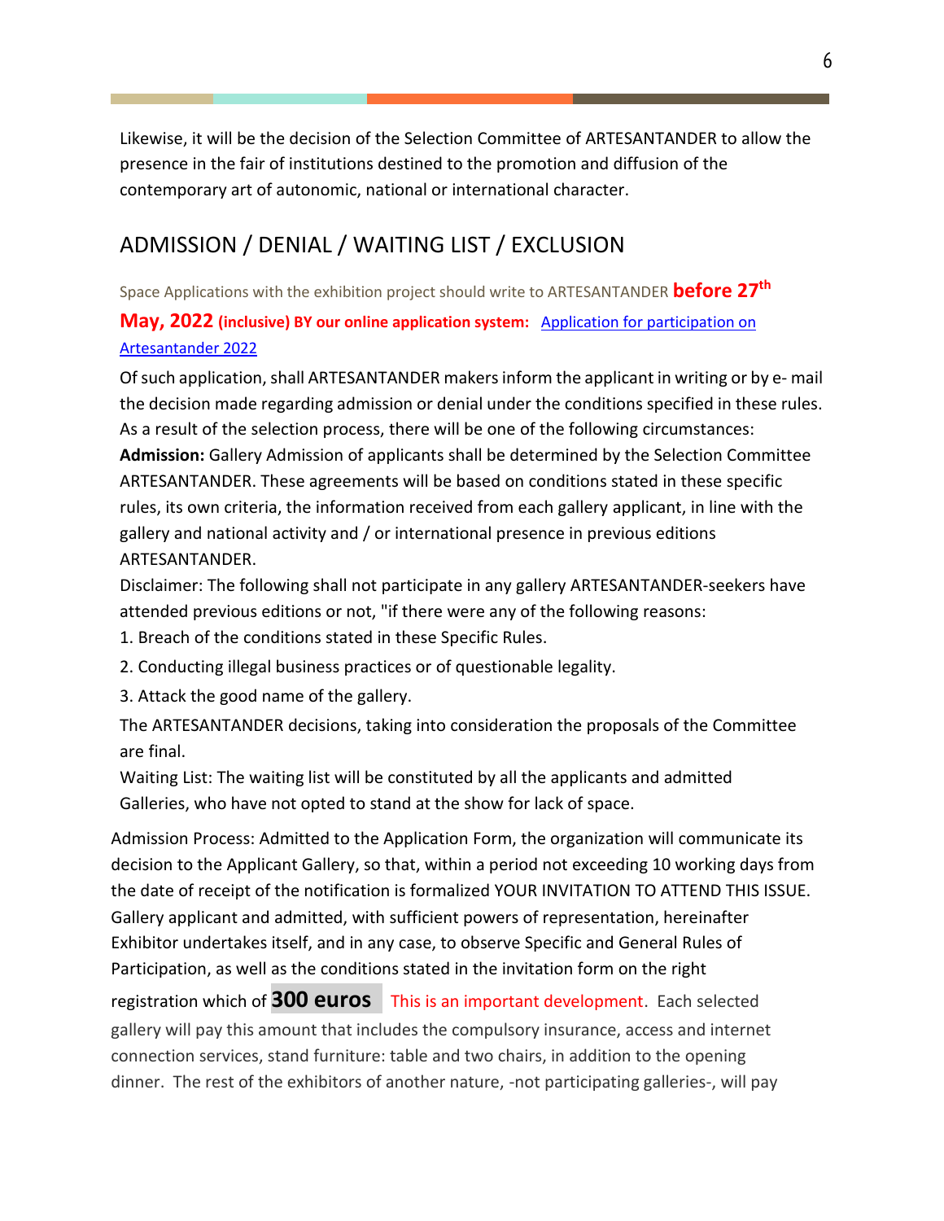Likewise, it will be the decision of the Selection Committee of ARTESANTANDER to allow the presence in the fair of institutions destined to the promotion and diffusion of the contemporary art of autonomic, national or international character.

## ADMISSION / DENIAL / WAITING LIST / EXCLUSION

Space Applications with the exhibition project should write to ARTESANTANDER **before 27th May, 2022 (inclusive) BY our online application system:** [Application for participation on Artesantander 2022]

Of such application, shall ARTESANTANDER makers inform the applicant in writing or by e- mail the decision made regarding admission or denial under the conditions specified in these rules. As a result of the selection process, there will be one of the following circumstances:

**Admission:** Gallery Admission of applicants shall be determined by the Selection Committee ARTESANTANDER. These agreements will be based on conditions stated in these specific rules, its own criteria, the information received from each gallery applicant, in line with the gallery and national activity and / or international presence in previous editions ARTESANTANDER.

Disclaimer: The following shall not participate in any gallery ARTESANTANDER-seekers have attended previous editions or not, "if there were any of the following reasons:

1. Breach of the conditions stated in these Specific Rules.
2. Conducting illegal business practices or of questionable legality.
3. Attack the good name of the gallery.

The ARTESANTANDER decisions, taking into consideration the proposals of the Committee are final.

Waiting List: The waiting list will be constituted by all the applicants and admitted Galleries, who have not opted to stand at the show for lack of space.

Admission Process: Admitted to the Application Form, the organization will communicate its decision to the Applicant Gallery, so that, within a period not exceeding 10 working days from the date of receipt of the notification is formalized YOUR INVITATION TO ATTEND THIS ISSUE. Gallery applicant and admitted, with sufficient powers of representation, hereinafter Exhibitor undertakes itself, and in any case, to observe Specific and General Rules of Participation, as well as the conditions stated in the invitation form on the right registration which of **300 euros** This is an important development. Each selected gallery will pay this amount that includes the compulsory insurance, access and internet connection services, stand furniture: table and two chairs, in addition to the opening dinner. The rest of the exhibitors of another nature, -not participating galleries-, will pay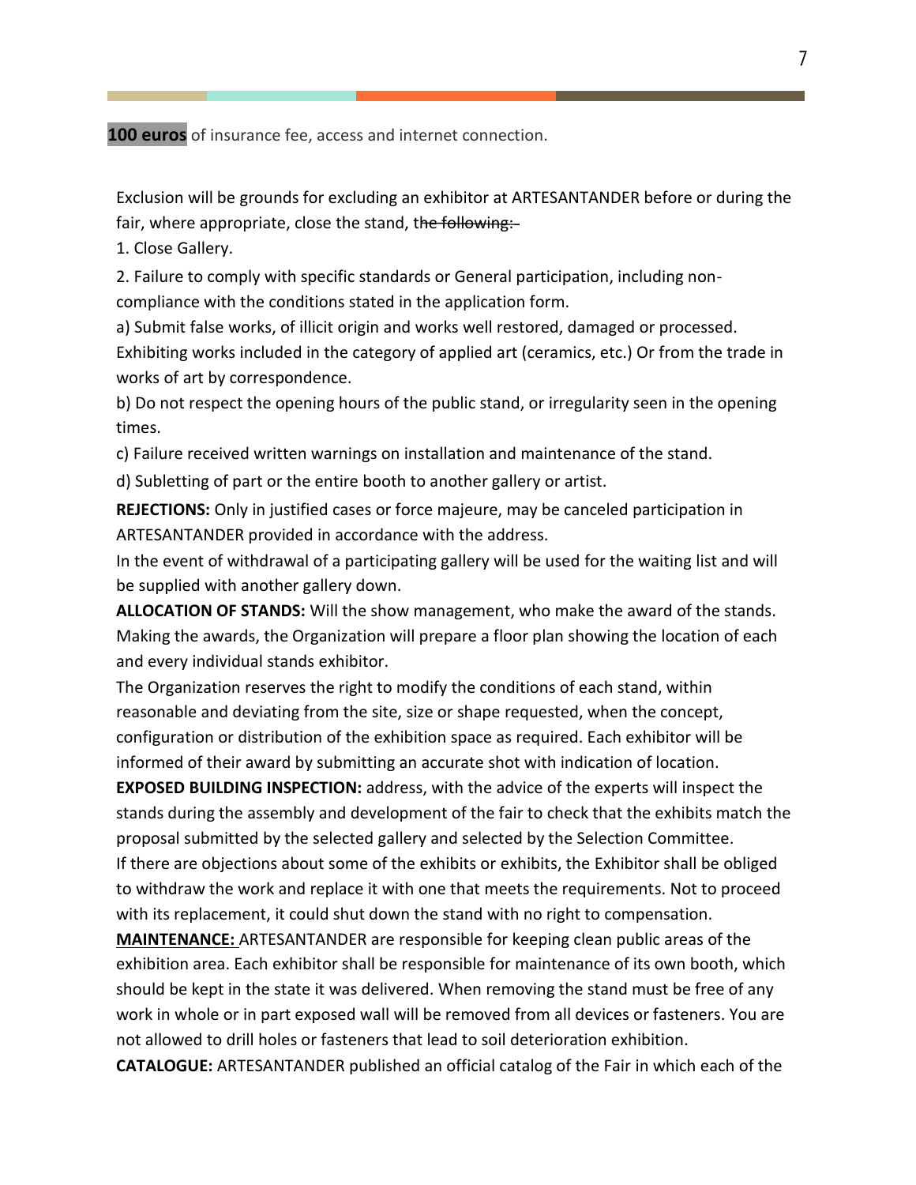**100 euros** of insurance fee, access and internet connection.

Exclusion will be grounds for excluding an exhibitor at ARTESANTANDER before or during the fair, where appropriate, close the stand, t~~he following:~~

1. Close Gallery.
2. Failure to comply with specific standards or General participation, including non-compliance with the conditions stated in the application form.

a) Submit false works, of illicit origin and works well restored, damaged or processed. Exhibiting works included in the category of applied art (ceramics, etc.) Or from the trade in works of art by correspondence.

b) Do not respect the opening hours of the public stand, or irregularity seen in the opening times.

c) Failure received written warnings on installation and maintenance of the stand.

d) Subletting of part or the entire booth to another gallery or artist.

**REJECTIONS:** Only in justified cases or force majeure, may be canceled participation in ARTESANTANDER provided in accordance with the address.

In the event of withdrawal of a participating gallery will be used for the waiting list and will be supplied with another gallery down.

**ALLOCATION OF STANDS:** Will the show management, who make the award of the stands. Making the awards, the Organization will prepare a floor plan showing the location of each and every individual stands exhibitor.

The Organization reserves the right to modify the conditions of each stand, within reasonable and deviating from the site, size or shape requested, when the concept, configuration or distribution of the exhibition space as required. Each exhibitor will be informed of their award by submitting an accurate shot with indication of location.

**EXPOSED BUILDING INSPECTION:** address, with the advice of the experts will inspect the stands during the assembly and development of the fair to check that the exhibits match the proposal submitted by the selected gallery and selected by the Selection Committee.

If there are objections about some of the exhibits or exhibits, the Exhibitor shall be obliged to withdraw the work and replace it with one that meets the requirements. Not to proceed with its replacement, it could shut down the stand with no right to compensation.

**MAINTENANCE:** ARTESANTANDER are responsible for keeping clean public areas of the exhibition area. Each exhibitor shall be responsible for maintenance of its own booth, which should be kept in the state it was delivered. When removing the stand must be free of any work in whole or in part exposed wall will be removed from all devices or fasteners. You are not allowed to drill holes or fasteners that lead to soil deterioration exhibition.

**CATALOGUE:** ARTESANTANDER published an official catalog of the Fair in which each of the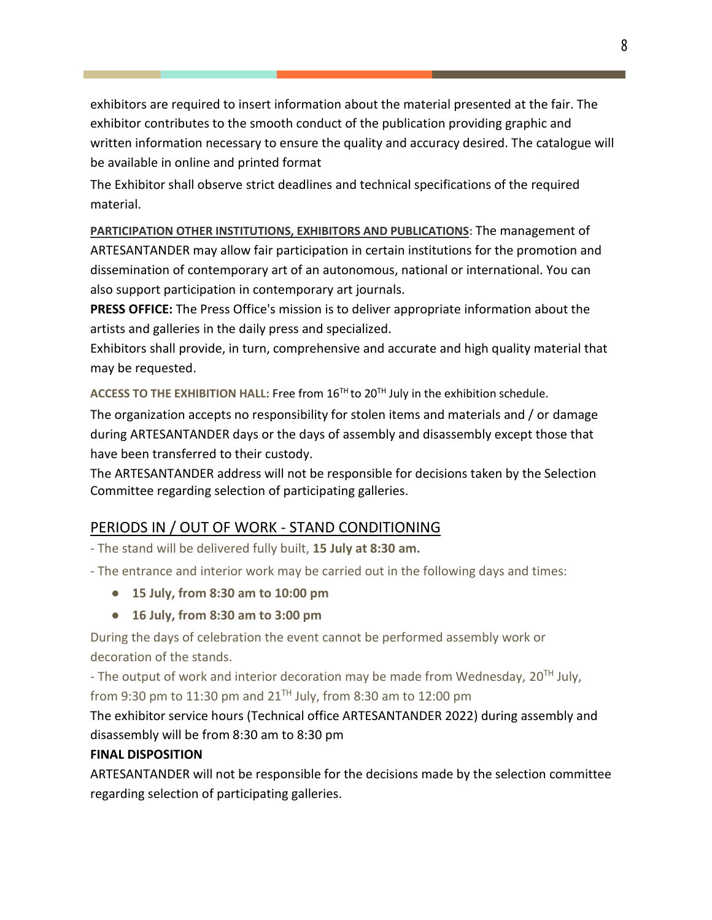exhibitors are required to insert information about the material presented at the fair. The exhibitor contributes to the smooth conduct of the publication providing graphic and written information necessary to ensure the quality and accuracy desired. The catalogue will be available in online and printed format

The Exhibitor shall observe strict deadlines and technical specifications of the required material.

**PARTICIPATION OTHER INSTITUTIONS, EXHIBITORS AND PUBLICATIONS:** The management of ARTESANTANDER may allow fair participation in certain institutions for the promotion and dissemination of contemporary art of an autonomous, national or international. You can also support participation in contemporary art journals.

**PRESS OFFICE:** The Press Office's mission is to deliver appropriate information about the artists and galleries in the daily press and specialized.

Exhibitors shall provide, in turn, comprehensive and accurate and high quality material that may be requested.

**ACCESS TO THE EXHIBITION HALL:** Free from 16TH to 20TH July in the exhibition schedule.

The organization accepts no responsibility for stolen items and materials and / or damage during ARTESANTANDER days or the days of assembly and disassembly except those that have been transferred to their custody.

The ARTESANTANDER address will not be responsible for decisions taken by the Selection Committee regarding selection of participating galleries.

## PERIODS IN / OUT OF WORK - STAND CONDITIONING

- The stand will be delivered fully built, **15 July at 8:30 am.**

- The entrance and interior work may be carried out in the following days and times:

  - **15 July, from 8:30 am to 10:00 pm**
  - **16 July, from 8:30 am to 3:00 pm**

During the days of celebration the event cannot be performed assembly work or decoration of the stands.

- The output of work and interior decoration may be made from Wednesday, 20TH July, from 9:30 pm to 11:30 pm and 21TH July, from 8:30 am to 12:00 pm

The exhibitor service hours (Technical office ARTESANTANDER 2022) during assembly and disassembly will be from 8:30 am to 8:30 pm

**FINAL DISPOSITION**

ARTESANTANDER will not be responsible for the decisions made by the selection committee regarding selection of participating galleries.